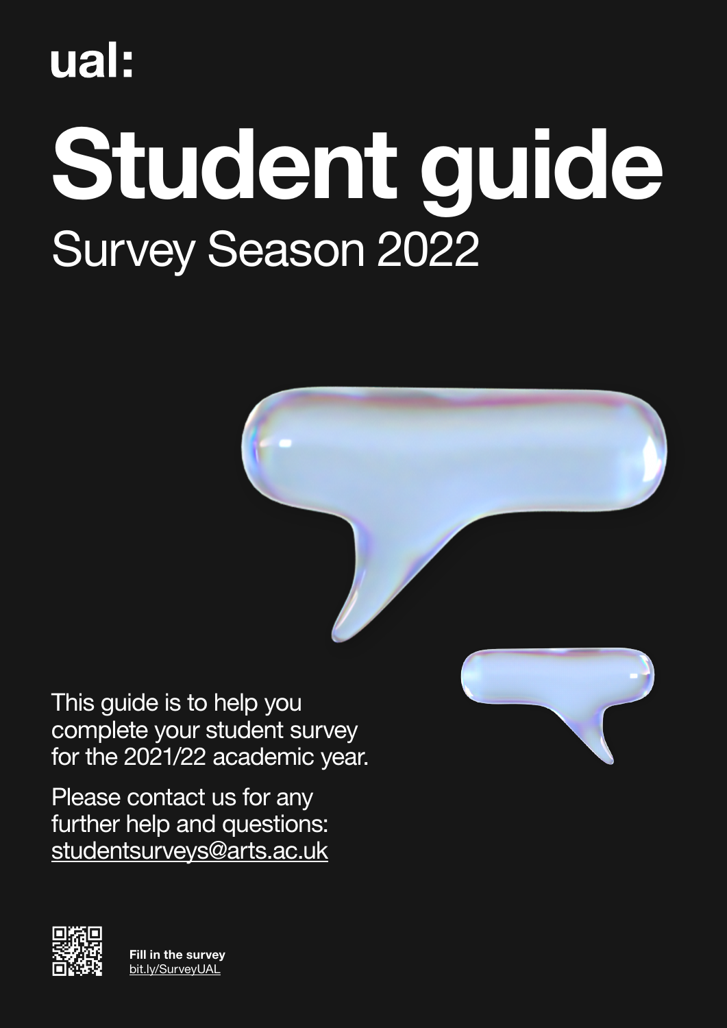ual:

# Student guide

## Survey Season 2022

This guide is to help you complete your student survey for the 2021/22 academic year.

Please contact us for any further help and questions: studentsurveys@arts.ac.uk

**Fill in the survey**
bit.ly/SurveyUAL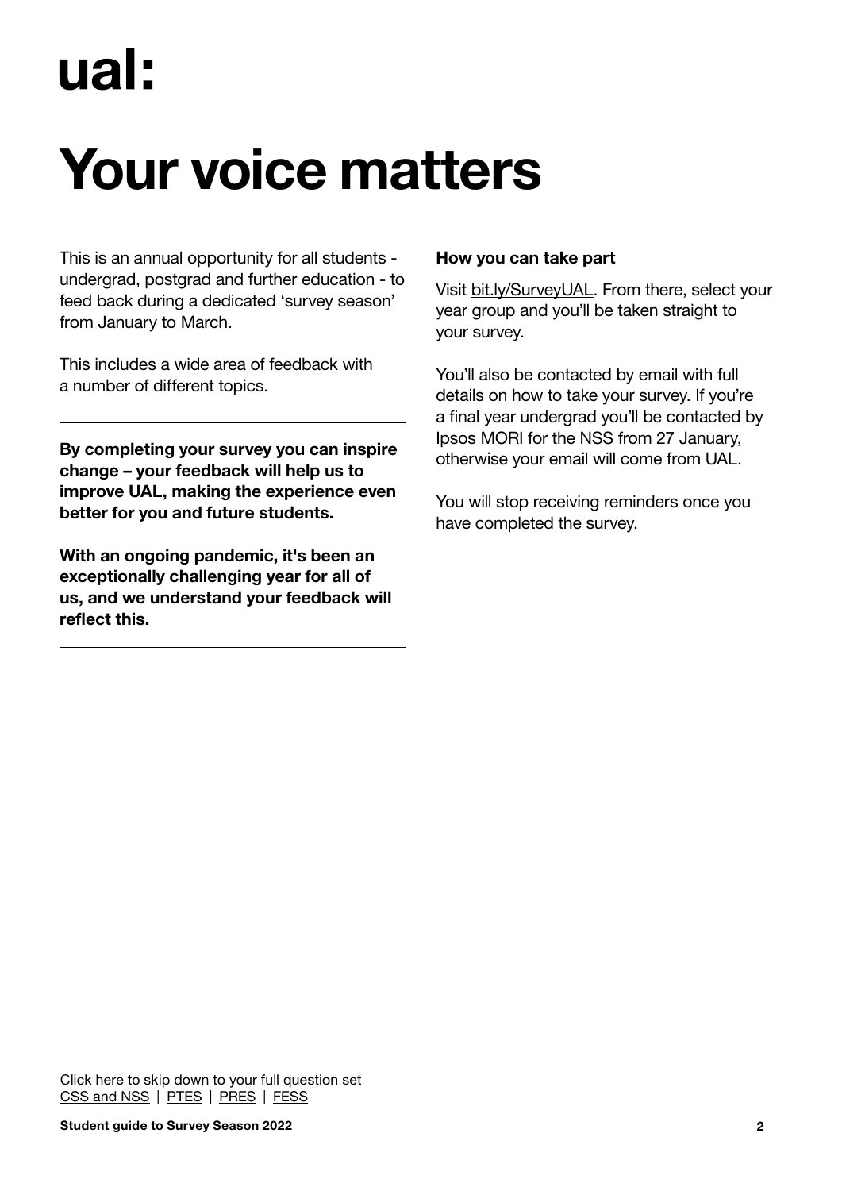ual:

# Your voice matters

This is an annual opportunity for all students - undergrad, postgrad and further education - to feed back during a dedicated 'survey season' from January to March.

This includes a wide area of feedback with a number of different topics.

---

**By completing your survey you can inspire change – your feedback will help us to improve UAL, making the experience even better for you and future students.**

**With an ongoing pandemic, it's been an exceptionally challenging year for all of us, and we understand your feedback will reflect this.**

---

**How you can take part**

Visit bit.ly/SurveyUAL. From there, select your year group and you'll be taken straight to your survey.

You'll also be contacted by email with full details on how to take your survey. If you're a final year undergrad you'll be contacted by Ipsos MORI for the NSS from 27 January, otherwise your email will come from UAL.

You will stop receiving reminders once you have completed the survey.

Click here to skip down to your full question set
CSS and NSS | PTES | PRES | FESS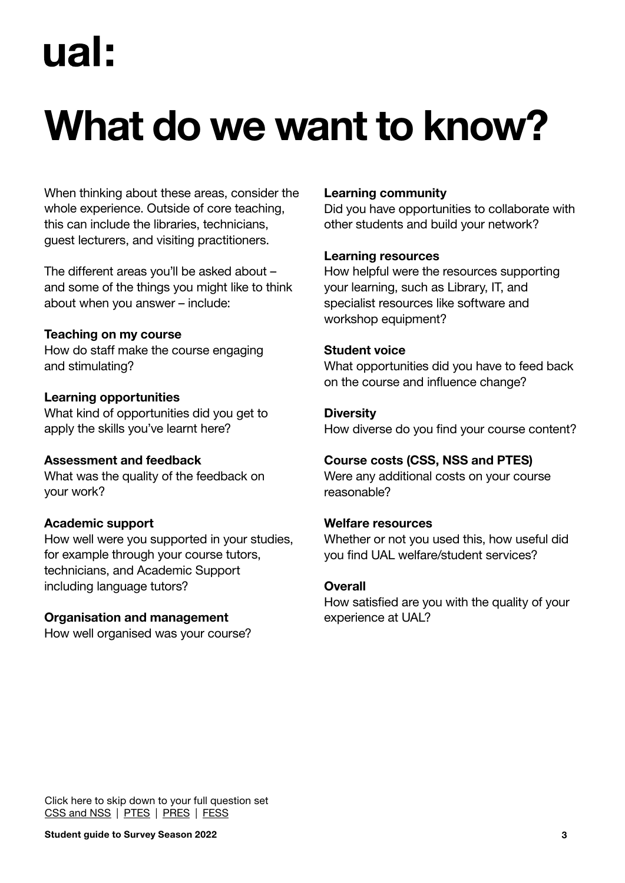ual:

# What do we want to know?

When thinking about these areas, consider the whole experience. Outside of core teaching, this can include the libraries, technicians, guest lecturers, and visiting practitioners.

The different areas you'll be asked about – and some of the things you might like to think about when you answer – include:

**Teaching on my course**
How do staff make the course engaging and stimulating?

**Learning opportunities**
What kind of opportunities did you get to apply the skills you've learnt here?

**Assessment and feedback**
What was the quality of the feedback on your work?

**Academic support**
How well were you supported in your studies, for example through your course tutors, technicians, and Academic Support including language tutors?

**Organisation and management**
How well organised was your course?

**Learning community**
Did you have opportunities to collaborate with other students and build your network?

**Learning resources**
How helpful were the resources supporting your learning, such as Library, IT, and specialist resources like software and workshop equipment?

**Student voice**
What opportunities did you have to feed back on the course and influence change?

**Diversity**
How diverse do you find your course content?

**Course costs (CSS, NSS and PTES)**
Were any additional costs on your course reasonable?

**Welfare resources**
Whether or not you used this, how useful did you find UAL welfare/student services?

**Overall**
How satisfied are you with the quality of your experience at UAL?

Click here to skip down to your full question set
CSS and NSS | PTES | PRES | FESS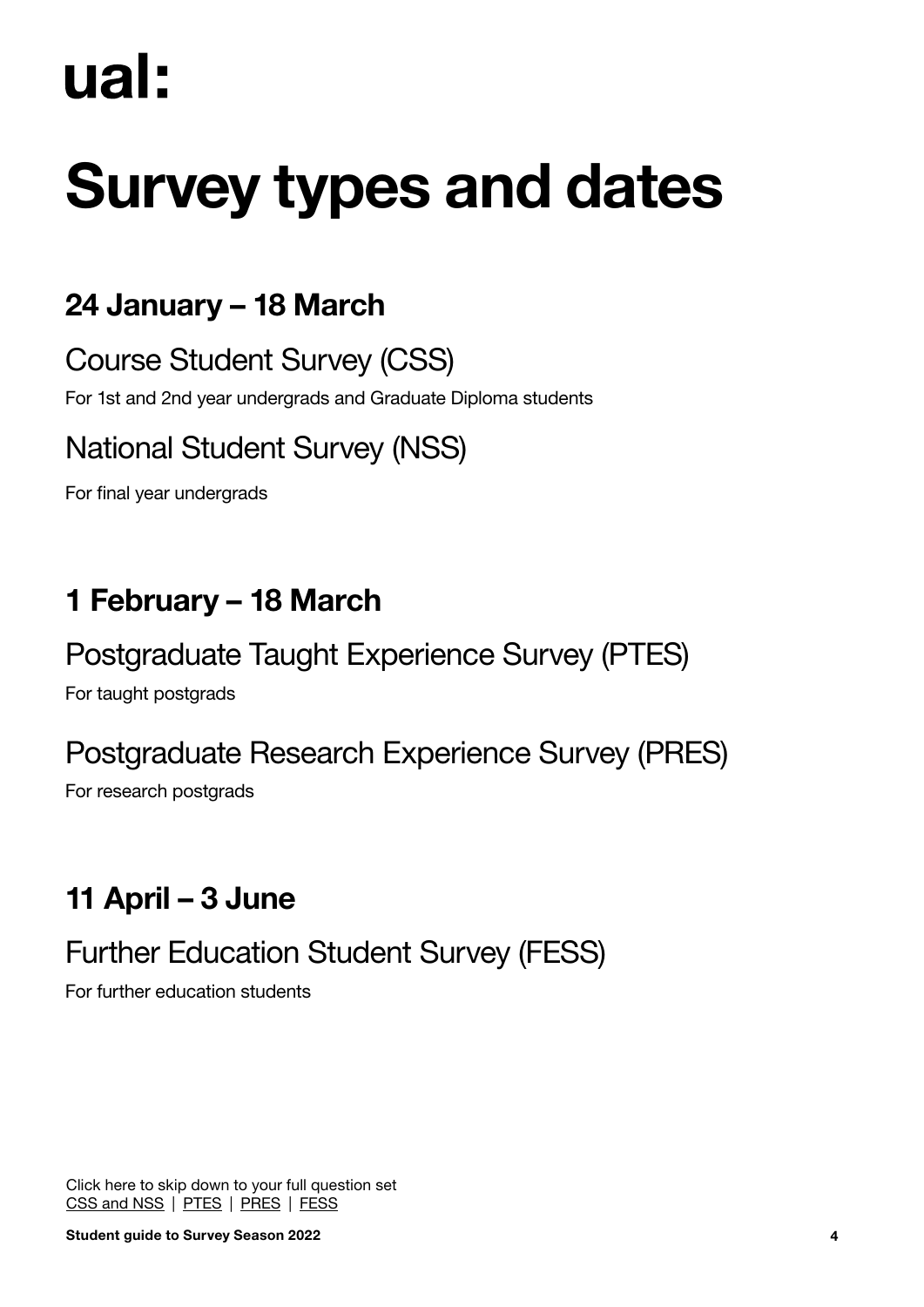ual:

# Survey types and dates

## 24 January – 18 March

### Course Student Survey (CSS)

For 1st and 2nd year undergrads and Graduate Diploma students

### National Student Survey (NSS)

For final year undergrads

## 1 February – 18 March

### Postgraduate Taught Experience Survey (PTES)

For taught postgrads

### Postgraduate Research Experience Survey (PRES)

For research postgrads

## 11 April – 3 June

### Further Education Student Survey (FESS)

For further education students

Click here to skip down to your full question set
CSS and NSS | PTES | PRES | FESS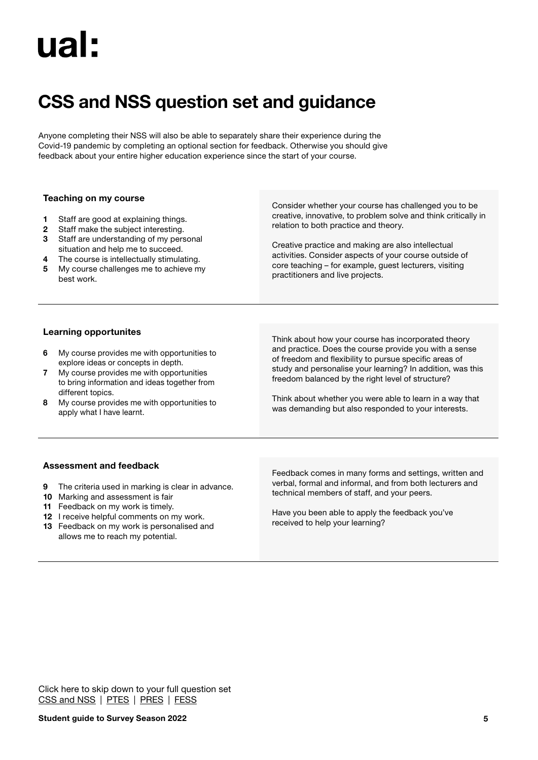ual:

# CSS and NSS question set and guidance

Anyone completing their NSS will also be able to separately share their experience during the Covid-19 pandemic by completing an optional section for feedback. Otherwise you should give feedback about your entire higher education experience since the start of your course.

### Teaching on my course

1. Staff are good at explaining things.
2. Staff make the subject interesting.
3. Staff are understanding of my personal situation and help me to succeed.
4. The course is intellectually stimulating.
5. My course challenges me to achieve my best work.

Consider whether your course has challenged you to be creative, innovative, to problem solve and think critically in relation to both practice and theory.

Creative practice and making are also intellectual activities. Consider aspects of your course outside of core teaching – for example, guest lecturers, visiting practitioners and live projects.

### Learning opportunites

6. My course provides me with opportunities to explore ideas or concepts in depth.
7. My course provides me with opportunities to bring information and ideas together from different topics.
8. My course provides me with opportunities to apply what I have learnt.

Think about how your course has incorporated theory and practice. Does the course provide you with a sense of freedom and flexibility to pursue specific areas of study and personalise your learning? In addition, was this freedom balanced by the right level of structure?

Think about whether you were able to learn in a way that was demanding but also responded to your interests.

### Assessment and feedback

9. The criteria used in marking is clear in advance.
10. Marking and assessment is fair
11. Feedback on my work is timely.
12. I receive helpful comments on my work.
13. Feedback on my work is personalised and allows me to reach my potential.

Feedback comes in many forms and settings, written and verbal, formal and informal, and from both lecturers and technical members of staff, and your peers.

Have you been able to apply the feedback you've received to help your learning?

Click here to skip down to your full question set
CSS and NSS | PTES | PRES | FESS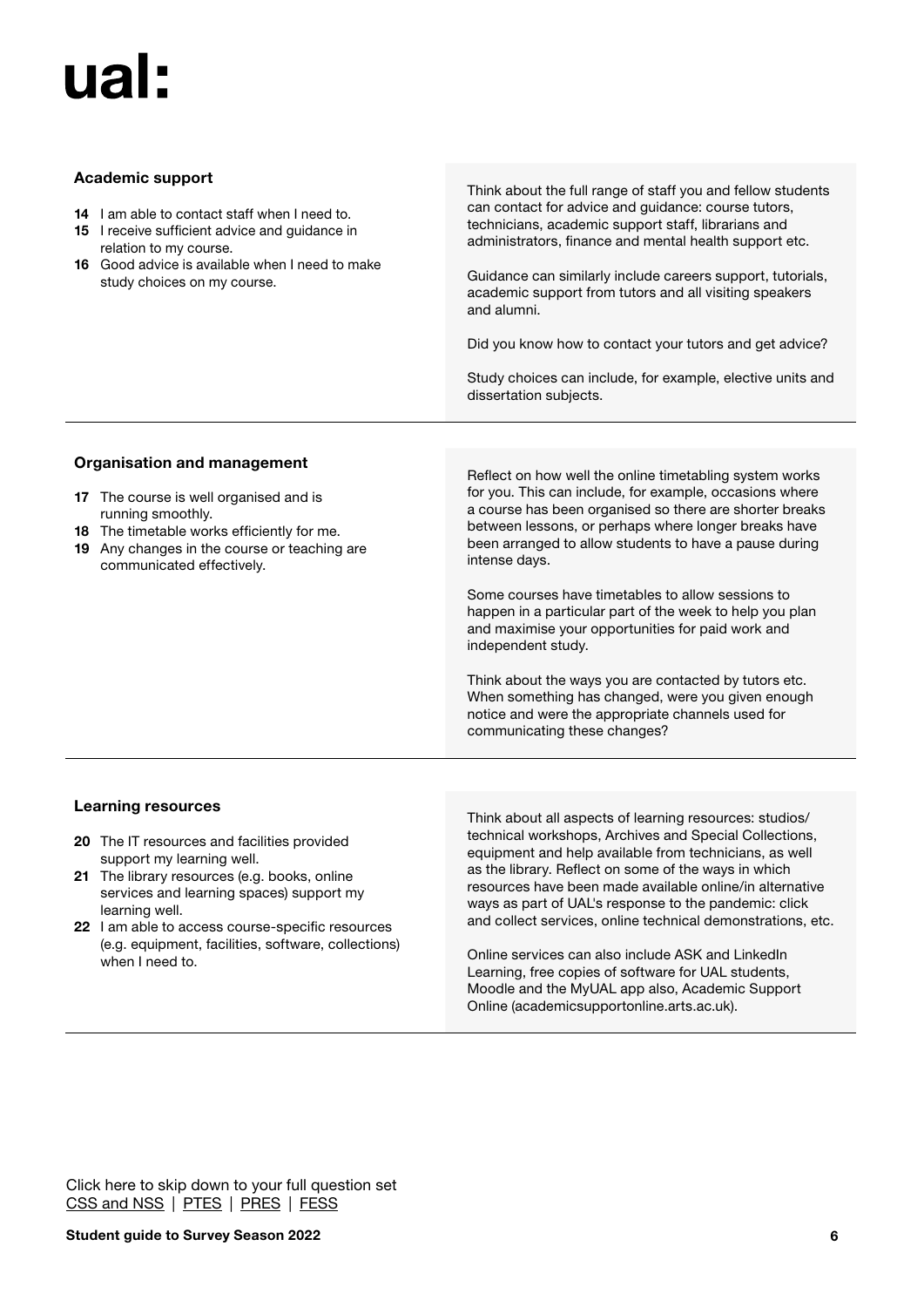## Academic support

**14** I am able to contact staff when I need to.
**15** I receive sufficient advice and guidance in relation to my course.
**16** Good advice is available when I need to make study choices on my course.

Think about the full range of staff you and fellow students can contact for advice and guidance: course tutors, technicians, academic support staff, librarians and administrators, finance and mental health support etc.

Guidance can similarly include careers support, tutorials, academic support from tutors and all visiting speakers and alumni.

Did you know how to contact your tutors and get advice?

Study choices can include, for example, elective units and dissertation subjects.

## Organisation and management

**17** The course is well organised and is running smoothly.
**18** The timetable works efficiently for me.
**19** Any changes in the course or teaching are communicated effectively.

Reflect on how well the online timetabling system works for you. This can include, for example, occasions where a course has been organised so there are shorter breaks between lessons, or perhaps where longer breaks have been arranged to allow students to have a pause during intense days.

Some courses have timetables to allow sessions to happen in a particular part of the week to help you plan and maximise your opportunities for paid work and independent study.

Think about the ways you are contacted by tutors etc. When something has changed, were you given enough notice and were the appropriate channels used for communicating these changes?

## Learning resources

**20** The IT resources and facilities provided support my learning well.
**21** The library resources (e.g. books, online services and learning spaces) support my learning well.
**22** I am able to access course-specific resources (e.g. equipment, facilities, software, collections) when I need to.

Think about all aspects of learning resources: studios/technical workshops, Archives and Special Collections, equipment and help available from technicians, as well as the library. Reflect on some of the ways in which resources have been made available online/in alternative ways as part of UAL's response to the pandemic: click and collect services, online technical demonstrations, etc.

Online services can also include ASK and LinkedIn Learning, free copies of software for UAL students, Moodle and the MyUAL app also, Academic Support Online (academicsupportonline.arts.ac.uk).

Click here to skip down to your full question set
CSS and NSS | PTES | PRES | FESS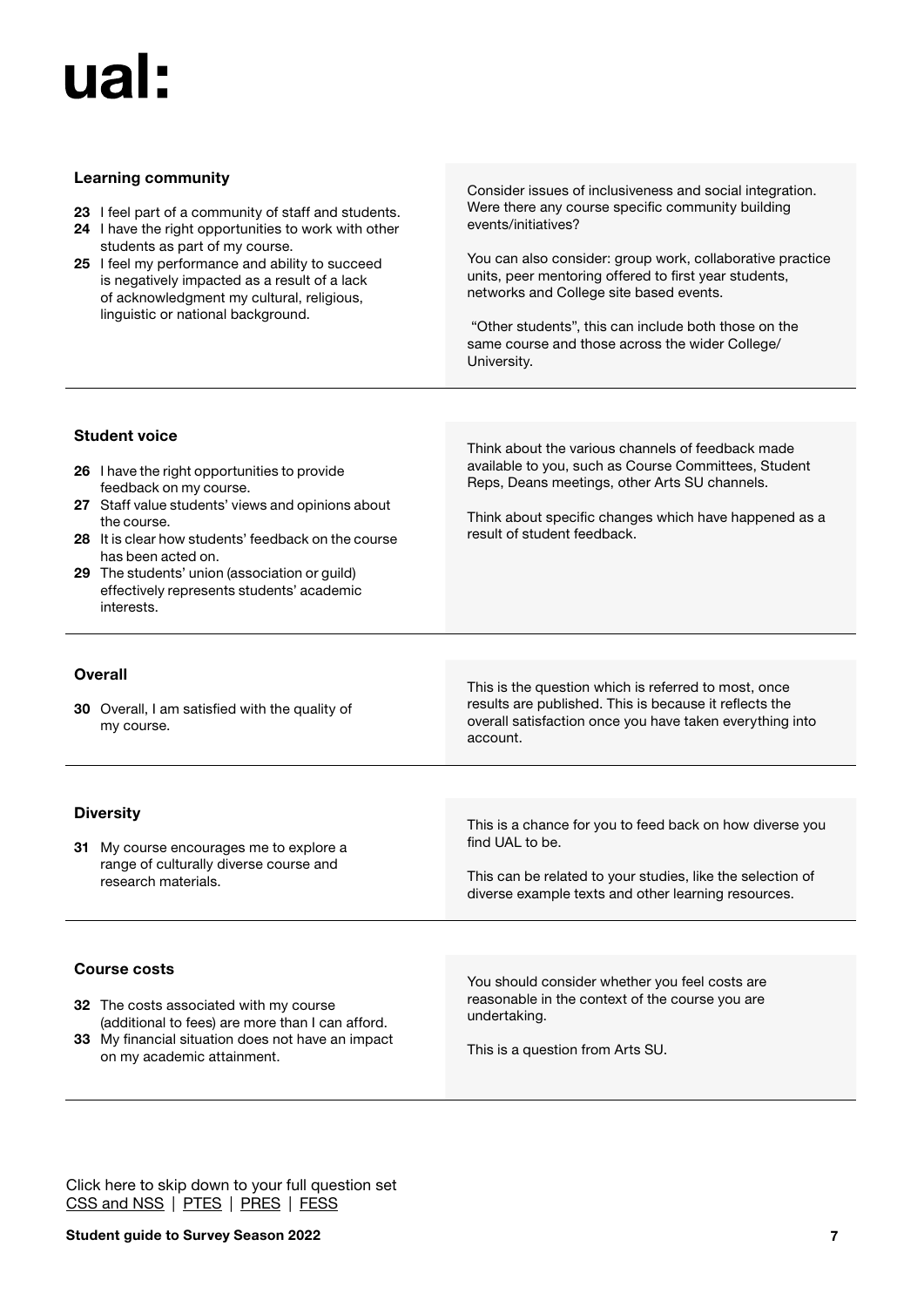ual:

### Learning community

23 I feel part of a community of staff and students.
24 I have the right opportunities to work with other students as part of my course.
25 I feel my performance and ability to succeed is negatively impacted as a result of a lack of acknowledgment my cultural, religious, linguistic or national background.

Consider issues of inclusiveness and social integration. Were there any course specific community building events/initiatives?

You can also consider: group work, collaborative practice units, peer mentoring offered to first year students, networks and College site based events.

"Other students", this can include both those on the same course and those across the wider College/ University.

### Student voice

26 I have the right opportunities to provide feedback on my course.
27 Staff value students' views and opinions about the course.
28 It is clear how students' feedback on the course has been acted on.
29 The students' union (association or guild) effectively represents students' academic interests.

Think about the various channels of feedback made available to you, such as Course Committees, Student Reps, Deans meetings, other Arts SU channels.

Think about specific changes which have happened as a result of student feedback.

### Overall

30 Overall, I am satisfied with the quality of my course.

This is the question which is referred to most, once results are published. This is because it reflects the overall satisfaction once you have taken everything into account.

### Diversity

31 My course encourages me to explore a range of culturally diverse course and research materials.

This is a chance for you to feed back on how diverse you find UAL to be.

This can be related to your studies, like the selection of diverse example texts and other learning resources.

### Course costs

32 The costs associated with my course (additional to fees) are more than I can afford.
33 My financial situation does not have an impact on my academic attainment.

You should consider whether you feel costs are reasonable in the context of the course you are undertaking.

This is a question from Arts SU.

Click here to skip down to your full question set
CSS and NSS | PTES | PRES | FESS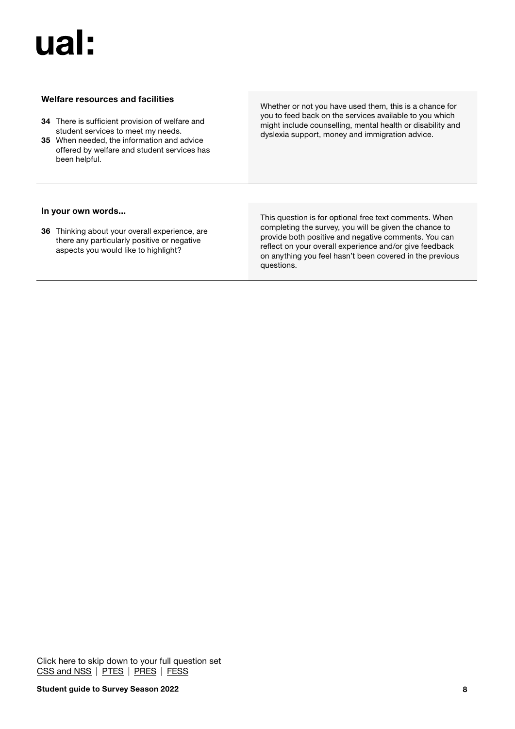### Welfare resources and facilities

**34** There is sufficient provision of welfare and student services to meet my needs.
**35** When needed, the information and advice offered by welfare and student services has been helpful.

Whether or not you have used them, this is a chance for you to feed back on the services available to you which might include counselling, mental health or disability and dyslexia support, money and immigration advice.

---

### In your own words...

**36** Thinking about your overall experience, are there any particularly positive or negative aspects you would like to highlight?

This question is for optional free text comments. When completing the survey, you will be given the chance to provide both positive and negative comments. You can reflect on your overall experience and/or give feedback on anything you feel hasn't been covered in the previous questions.

---

Click here to skip down to your full question set
CSS and NSS | PTES | PRES | FESS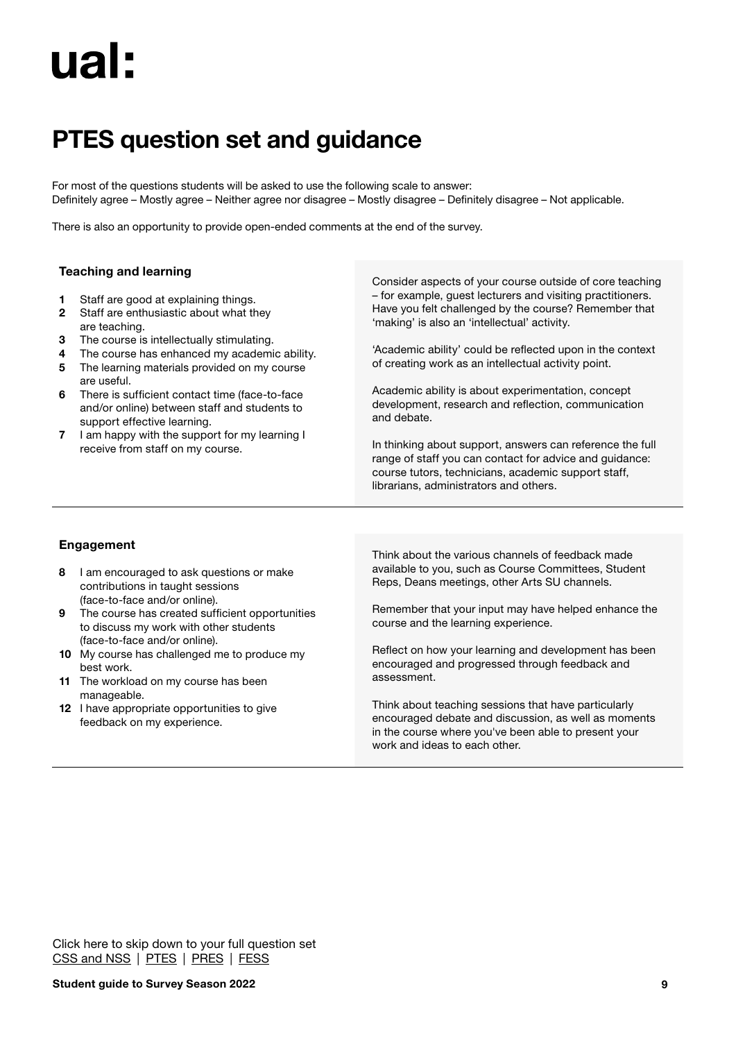ual:

# PTES question set and guidance

For most of the questions students will be asked to use the following scale to answer:
Definitely agree – Mostly agree – Neither agree nor disagree – Mostly disagree – Definitely disagree – Not applicable.

There is also an opportunity to provide open-ended comments at the end of the survey.

### Teaching and learning

1. Staff are good at explaining things.
2. Staff are enthusiastic about what they are teaching.
3. The course is intellectually stimulating.
4. The course has enhanced my academic ability.
5. The learning materials provided on my course are useful.
6. There is sufficient contact time (face-to-face and/or online) between staff and students to support effective learning.
7. I am happy with the support for my learning I receive from staff on my course.

Consider aspects of your course outside of core teaching – for example, guest lecturers and visiting practitioners. Have you felt challenged by the course? Remember that 'making' is also an 'intellectual' activity.

'Academic ability' could be reflected upon in the context of creating work as an intellectual activity point.

Academic ability is about experimentation, concept development, research and reflection, communication and debate.

In thinking about support, answers can reference the full range of staff you can contact for advice and guidance: course tutors, technicians, academic support staff, librarians, administrators and others.

### Engagement

8. I am encouraged to ask questions or make contributions in taught sessions (face-to-face and/or online).
9. The course has created sufficient opportunities to discuss my work with other students (face-to-face and/or online).
10. My course has challenged me to produce my best work.
11. The workload on my course has been manageable.
12. I have appropriate opportunities to give feedback on my experience.

Think about the various channels of feedback made available to you, such as Course Committees, Student Reps, Deans meetings, other Arts SU channels.

Remember that your input may have helped enhance the course and the learning experience.

Reflect on how your learning and development has been encouraged and progressed through feedback and assessment.

Think about teaching sessions that have particularly encouraged debate and discussion, as well as moments in the course where you've been able to present your work and ideas to each other.

Click here to skip down to your full question set
CSS and NSS | PTES | PRES | FESS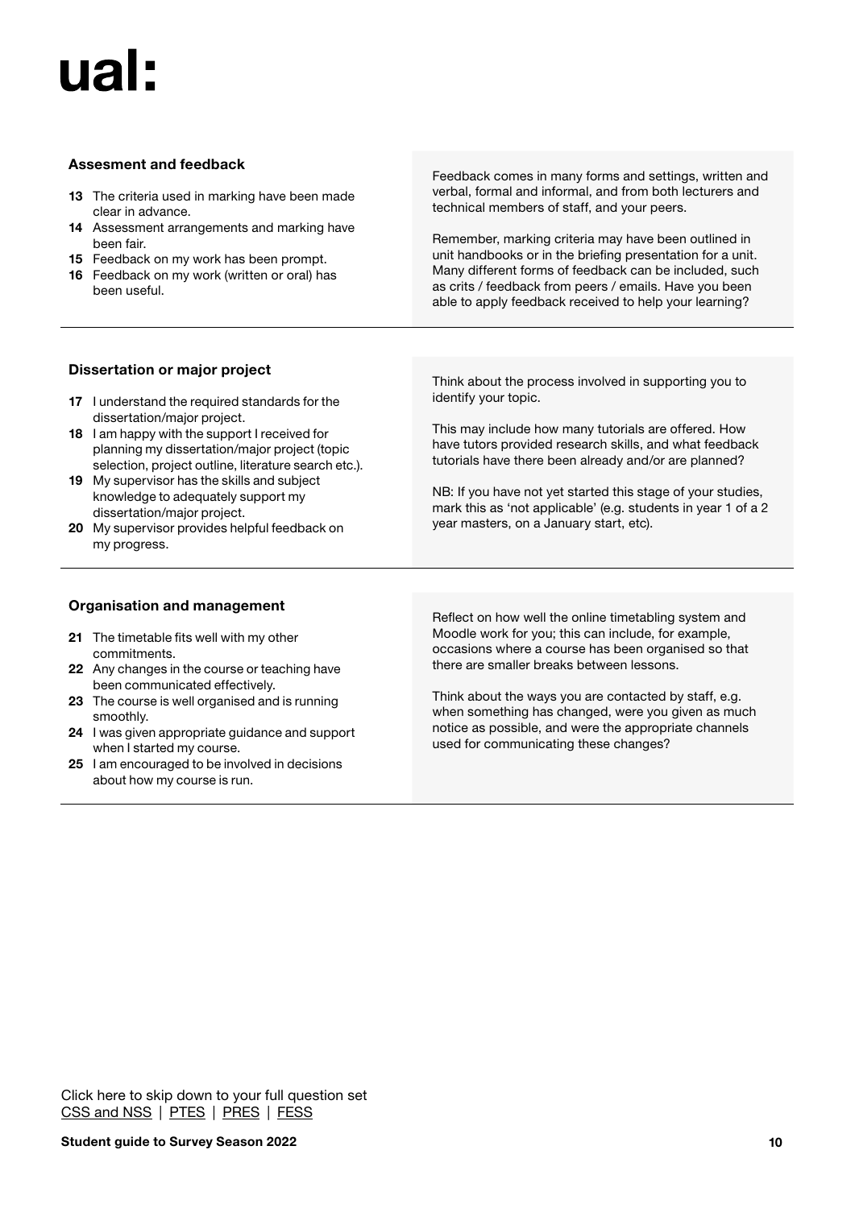ual:

### Assesment and feedback

**13** The criteria used in marking have been made clear in advance.
**14** Assessment arrangements and marking have been fair.
**15** Feedback on my work has been prompt.
**16** Feedback on my work (written or oral) has been useful.

Feedback comes in many forms and settings, written and verbal, formal and informal, and from both lecturers and technical members of staff, and your peers.

Remember, marking criteria may have been outlined in unit handbooks or in the briefing presentation for a unit. Many different forms of feedback can be included, such as crits / feedback from peers / emails. Have you been able to apply feedback received to help your learning?

### Dissertation or major project

**17** I understand the required standards for the dissertation/major project.
**18** I am happy with the support I received for planning my dissertation/major project (topic selection, project outline, literature search etc.).
**19** My supervisor has the skills and subject knowledge to adequately support my dissertation/major project.
**20** My supervisor provides helpful feedback on my progress.

Think about the process involved in supporting you to identify your topic.

This may include how many tutorials are offered. How have tutors provided research skills, and what feedback tutorials have there been already and/or are planned?

NB: If you have not yet started this stage of your studies, mark this as 'not applicable' (e.g. students in year 1 of a 2 year masters, on a January start, etc).

### Organisation and management

**21** The timetable fits well with my other commitments.
**22** Any changes in the course or teaching have been communicated effectively.
**23** The course is well organised and is running smoothly.
**24** I was given appropriate guidance and support when I started my course.
**25** I am encouraged to be involved in decisions about how my course is run.

Reflect on how well the online timetabling system and Moodle work for you; this can include, for example, occasions where a course has been organised so that there are smaller breaks between lessons.

Think about the ways you are contacted by staff, e.g. when something has changed, were you given as much notice as possible, and were the appropriate channels used for communicating these changes?

Click here to skip down to your full question set
CSS and NSS | PTES | PRES | FESS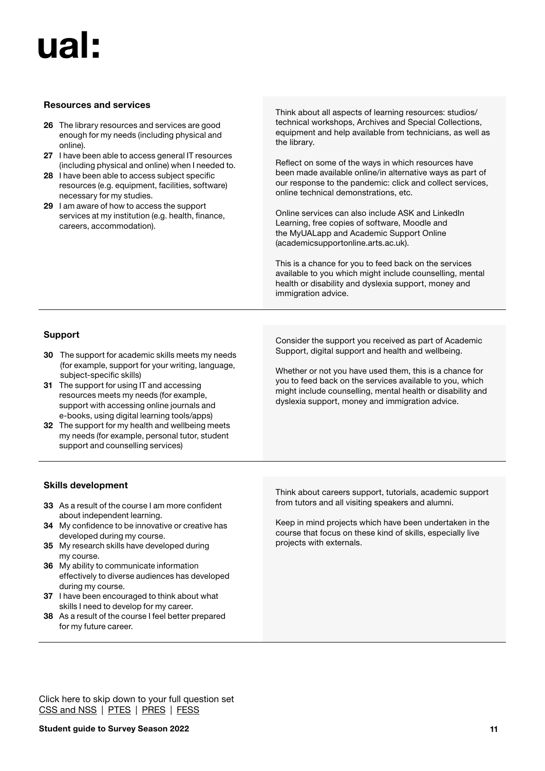### Resources and services

**26** The library resources and services are good enough for my needs (including physical and online).
**27** I have been able to access general IT resources (including physical and online) when I needed to.
**28** I have been able to access subject specific resources (e.g. equipment, facilities, software) necessary for my studies.
**29** I am aware of how to access the support services at my institution (e.g. health, finance, careers, accommodation).

Think about all aspects of learning resources: studios/technical workshops, Archives and Special Collections, equipment and help available from technicians, as well as the library.

Reflect on some of the ways in which resources have been made available online/in alternative ways as part of our response to the pandemic: click and collect services, online technical demonstrations, etc.

Online services can also include ASK and LinkedIn Learning, free copies of software, Moodle and the MyUALapp and Academic Support Online (academicsupportonline.arts.ac.uk).

This is a chance for you to feed back on the services available to you which might include counselling, mental health or disability and dyslexia support, money and immigration advice.

### Support

**30** The support for academic skills meets my needs (for example, support for your writing, language, subject-specific skills)
**31** The support for using IT and accessing resources meets my needs (for example, support with accessing online journals and e-books, using digital learning tools/apps)
**32** The support for my health and wellbeing meets my needs (for example, personal tutor, student support and counselling services)

Consider the support you received as part of Academic Support, digital support and health and wellbeing.

Whether or not you have used them, this is a chance for you to feed back on the services available to you, which might include counselling, mental health or disability and dyslexia support, money and immigration advice.

### Skills development

**33** As a result of the course I am more confident about independent learning.
**34** My confidence to be innovative or creative has developed during my course.
**35** My research skills have developed during my course.
**36** My ability to communicate information effectively to diverse audiences has developed during my course.
**37** I have been encouraged to think about what skills I need to develop for my career.
**38** As a result of the course I feel better prepared for my future career.

Think about careers support, tutorials, academic support from tutors and all visiting speakers and alumni.

Keep in mind projects which have been undertaken in the course that focus on these kind of skills, especially live projects with externals.

Click here to skip down to your full question set
CSS and NSS | PTES | PRES | FESS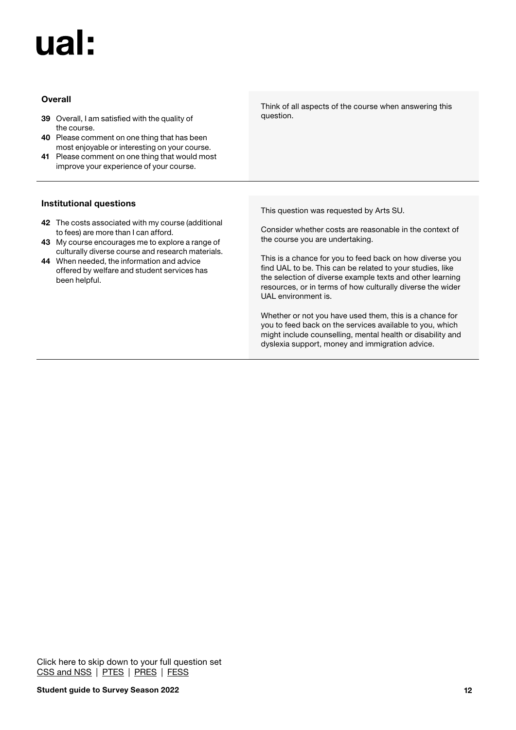ual:

### Overall

**39** Overall, I am satisfied with the quality of the course.

**40** Please comment on one thing that has been most enjoyable or interesting on your course.

**41** Please comment on one thing that would most improve your experience of your course.

Think of all aspects of the course when answering this question.

### Institutional questions

**42** The costs associated with my course (additional to fees) are more than I can afford.

**43** My course encourages me to explore a range of culturally diverse course and research materials.

**44** When needed, the information and advice offered by welfare and student services has been helpful.

This question was requested by Arts SU.

Consider whether costs are reasonable in the context of the course you are undertaking.

This is a chance for you to feed back on how diverse you find UAL to be. This can be related to your studies, like the selection of diverse example texts and other learning resources, or in terms of how culturally diverse the wider UAL environment is.

Whether or not you have used them, this is a chance for you to feed back on the services available to you, which might include counselling, mental health or disability and dyslexia support, money and immigration advice.

Click here to skip down to your full question set
CSS and NSS | PTES | PRES | FESS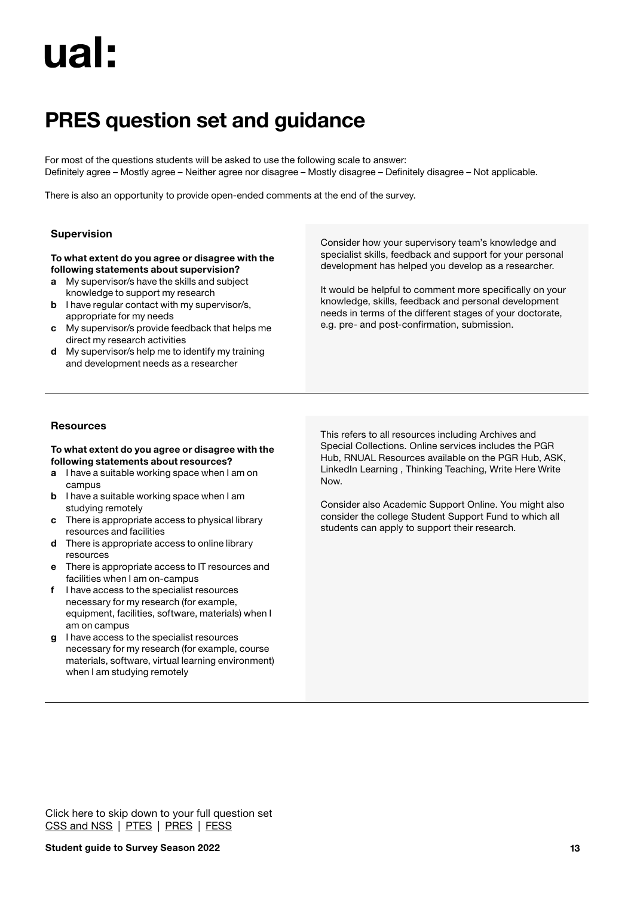ual:

# PRES question set and guidance

For most of the questions students will be asked to use the following scale to answer:
Definitely agree – Mostly agree – Neither agree nor disagree – Mostly disagree – Definitely disagree – Not applicable.

There is also an opportunity to provide open-ended comments at the end of the survey.

### Supervision

**To what extent do you agree or disagree with the following statements about supervision?**

- **a** My supervisor/s have the skills and subject knowledge to support my research
- **b** I have regular contact with my supervisor/s, appropriate for my needs
- **c** My supervisor/s provide feedback that helps me direct my research activities
- **d** My supervisor/s help me to identify my training and development needs as a researcher

Consider how your supervisory team's knowledge and specialist skills, feedback and support for your personal development has helped you develop as a researcher.

It would be helpful to comment more specifically on your knowledge, skills, feedback and personal development needs in terms of the different stages of your doctorate, e.g. pre- and post-confirmation, submission.

### Resources

**To what extent do you agree or disagree with the following statements about resources?**

- **a** I have a suitable working space when I am on campus
- **b** I have a suitable working space when I am studying remotely
- **c** There is appropriate access to physical library resources and facilities
- **d** There is appropriate access to online library resources
- **e** There is appropriate access to IT resources and facilities when I am on-campus
- **f** I have access to the specialist resources necessary for my research (for example, equipment, facilities, software, materials) when I am on campus
- **g** I have access to the specialist resources necessary for my research (for example, course materials, software, virtual learning environment) when I am studying remotely

This refers to all resources including Archives and Special Collections. Online services includes the PGR Hub, RNUAL Resources available on the PGR Hub, ASK, LinkedIn Learning , Thinking Teaching, Write Here Write Now.

Consider also Academic Support Online. You might also consider the college Student Support Fund to which all students can apply to support their research.

Click here to skip down to your full question set
CSS and NSS | PTES | PRES | FESS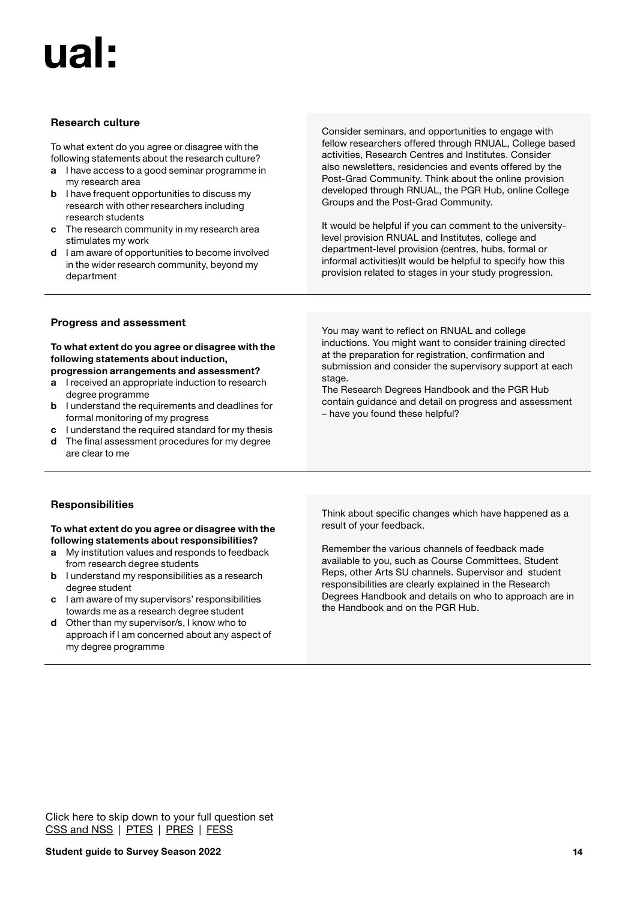### Research culture

To what extent do you agree or disagree with the following statements about the research culture?

- **a** I have access to a good seminar programme in my research area
- **b** I have frequent opportunities to discuss my research with other researchers including research students
- **c** The research community in my research area stimulates my work
- **d** I am aware of opportunities to become involved in the wider research community, beyond my department

Consider seminars, and opportunities to engage with fellow researchers offered through RNUAL, College based activities, Research Centres and Institutes. Consider also newsletters, residencies and events offered by the Post-Grad Community. Think about the online provision developed through RNUAL, the PGR Hub, online College Groups and the Post-Grad Community.

It would be helpful if you can comment to the university-level provision RNUAL and Institutes, college and department-level provision (centres, hubs, formal or informal activities)It would be helpful to specify how this provision related to stages in your study progression.

---

### Progress and assessment

**To what extent do you agree or disagree with the following statements about induction, progression arrangements and assessment?**

- **a** I received an appropriate induction to research degree programme
- **b** I understand the requirements and deadlines for formal monitoring of my progress
- **c** I understand the required standard for my thesis
- **d** The final assessment procedures for my degree are clear to me

You may want to reflect on RNUAL and college inductions. You might want to consider training directed at the preparation for registration, confirmation and submission and consider the supervisory support at each stage.
The Research Degrees Handbook and the PGR Hub contain guidance and detail on progress and assessment – have you found these helpful?

---

### Responsibilities

**To what extent do you agree or disagree with the following statements about responsibilities?**

- **a** My institution values and responds to feedback from research degree students
- **b** I understand my responsibilities as a research degree student
- **c** I am aware of my supervisors' responsibilities towards me as a research degree student
- **d** Other than my supervisor/s, I know who to approach if I am concerned about any aspect of my degree programme

Think about specific changes which have happened as a result of your feedback.

Remember the various channels of feedback made available to you, such as Course Committees, Student Reps, other Arts SU channels. Supervisor and student responsibilities are clearly explained in the Research Degrees Handbook and details on who to approach are in the Handbook and on the PGR Hub.

---

Click here to skip down to your full question set
CSS and NSS | PTES | PRES | FESS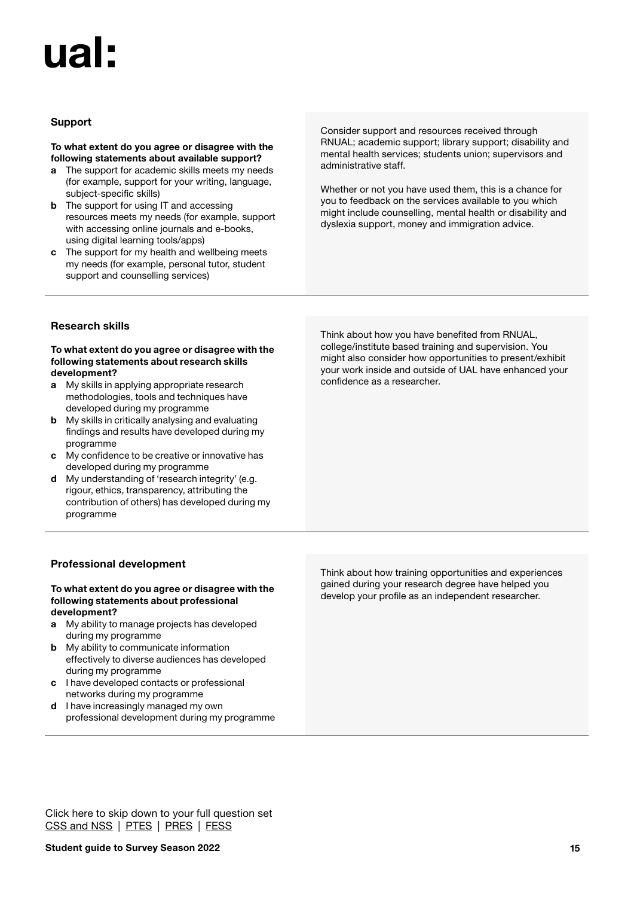### Support

**To what extent do you agree or disagree with the following statements about available support?**

- **a** The support for academic skills meets my needs (for example, support for your writing, language, subject-specific skills)
- **b** The support for using IT and accessing resources meets my needs (for example, support with accessing online journals and e-books, using digital learning tools/apps)
- **c** The support for my health and wellbeing meets my needs (for example, personal tutor, student support and counselling services)

Consider support and resources received through RNUAL; academic support; library support; disability and mental health services; students union; supervisors and administrative staff.

Whether or not you have used them, this is a chance for you to feedback on the services available to you which might include counselling, mental health or disability and dyslexia support, money and immigration advice.

### Research skills

**To what extent do you agree or disagree with the following statements about research skills development?**

- **a** My skills in applying appropriate research methodologies, tools and techniques have developed during my programme
- **b** My skills in critically analysing and evaluating findings and results have developed during my programme
- **c** My confidence to be creative or innovative has developed during my programme
- **d** My understanding of 'research integrity' (e.g. rigour, ethics, transparency, attributing the contribution of others) has developed during my programme

Think about how you have benefited from RNUAL, college/institute based training and supervision. You might also consider how opportunities to present/exhibit your work inside and outside of UAL have enhanced your confidence as a researcher.

### Professional development

**To what extent do you agree or disagree with the following statements about professional development?**

- **a** My ability to manage projects has developed during my programme
- **b** My ability to communicate information effectively to diverse audiences has developed during my programme
- **c** I have developed contacts or professional networks during my programme
- **d** I have increasingly managed my own professional development during my programme

Think about how training opportunities and experiences gained during your research degree have helped you develop your profile as an independent researcher.

Click here to skip down to your full question set
CSS and NSS | PTES | PRES | FESS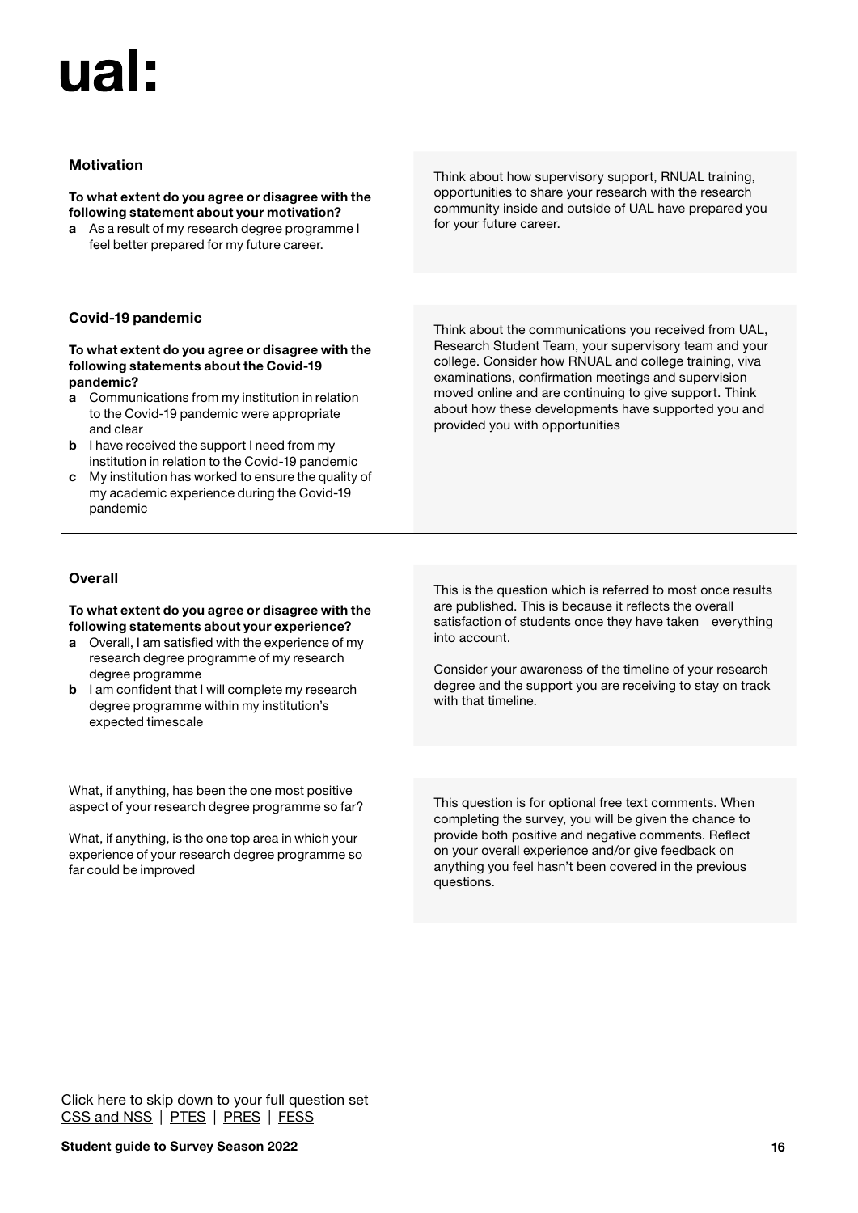ual:

### Motivation

**To what extent do you agree or disagree with the following statement about your motivation?**

**a** As a result of my research degree programme I feel better prepared for my future career.

Think about how supervisory support, RNUAL training, opportunities to share your research with the research community inside and outside of UAL have prepared you for your future career.

### Covid-19 pandemic

**To what extent do you agree or disagree with the following statements about the Covid-19 pandemic?**

**a** Communications from my institution in relation to the Covid-19 pandemic were appropriate and clear

**b** I have received the support I need from my institution in relation to the Covid-19 pandemic

**c** My institution has worked to ensure the quality of my academic experience during the Covid-19 pandemic

Think about the communications you received from UAL, Research Student Team, your supervisory team and your college. Consider how RNUAL and college training, viva examinations, confirmation meetings and supervision moved online and are continuing to give support. Think about how these developments have supported you and provided you with opportunities

### Overall

**To what extent do you agree or disagree with the following statements about your experience?**

**a** Overall, I am satisfied with the experience of my research degree programme of my research degree programme

**b** I am confident that I will complete my research degree programme within my institution's expected timescale

This is the question which is referred to most once results are published. This is because it reflects the overall satisfaction of students once they have taken everything into account.

Consider your awareness of the timeline of your research degree and the support you are receiving to stay on track with that timeline.

What, if anything, has been the one most positive aspect of your research degree programme so far?

What, if anything, is the one top area in which your experience of your research degree programme so far could be improved

This question is for optional free text comments. When completing the survey, you will be given the chance to provide both positive and negative comments. Reflect on your overall experience and/or give feedback on anything you feel hasn't been covered in the previous questions.

Click here to skip down to your full question set
CSS and NSS | PTES | PRES | FESS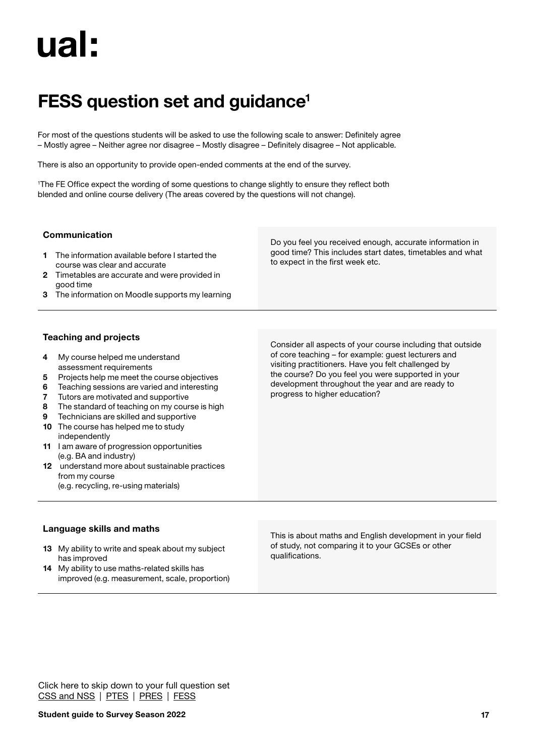ual:

# FESS question set and guidance[1]

For most of the questions students will be asked to use the following scale to answer: Definitely agree – Mostly agree – Neither agree nor disagree – Mostly disagree – Definitely disagree – Not applicable.

There is also an opportunity to provide open-ended comments at the end of the survey.

[1]The FE Office expect the wording of some questions to change slightly to ensure they reflect both blended and online course delivery (The areas covered by the questions will not change).

### Communication

1. The information available before I started the course was clear and accurate
2. Timetables are accurate and were provided in good time
3. The information on Moodle supports my learning

Do you feel you received enough, accurate information in good time? This includes start dates, timetables and what to expect in the first week etc.

### Teaching and projects

4. My course helped me understand assessment requirements
5. Projects help me meet the course objectives
6. Teaching sessions are varied and interesting
7. Tutors are motivated and supportive
8. The standard of teaching on my course is high
9. Technicians are skilled and supportive
10. The course has helped me to study independently
11. I am aware of progression opportunities (e.g. BA and industry)
12. understand more about sustainable practices from my course (e.g. recycling, re-using materials)

Consider all aspects of your course including that outside of core teaching – for example: guest lecturers and visiting practitioners. Have you felt challenged by the course? Do you feel you were supported in your development throughout the year and are ready to progress to higher education?

### Language skills and maths

13. My ability to write and speak about my subject has improved
14. My ability to use maths-related skills has improved (e.g. measurement, scale, proportion)

This is about maths and English development in your field of study, not comparing it to your GCSEs or other qualifications.

Click here to skip down to your full question set
CSS and NSS | PTES | PRES | FESS

**Student guide to Survey Season 2022**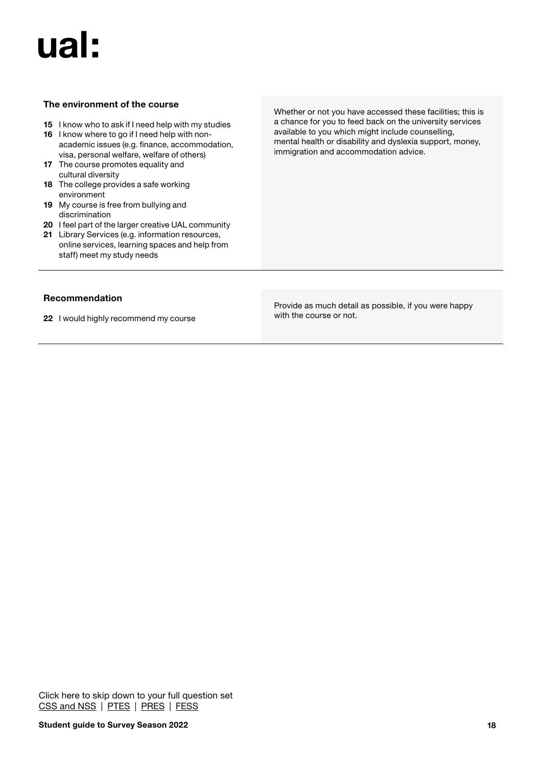### The environment of the course

15 I know who to ask if I need help with my studies
16 I know where to go if I need help with non-academic issues (e.g. finance, accommodation, visa, personal welfare, welfare of others)
17 The course promotes equality and cultural diversity
18 The college provides a safe working environment
19 My course is free from bullying and discrimination
20 I feel part of the larger creative UAL community
21 Library Services (e.g. information resources, online services, learning spaces and help from staff) meet my study needs

Whether or not you have accessed these facilities; this is a chance for you to feed back on the university services available to you which might include counselling, mental health or disability and dyslexia support, money, immigration and accommodation advice.

### Recommendation

22 I would highly recommend my course

Provide as much detail as possible, if you were happy with the course or not.

Click here to skip down to your full question set
CSS and NSS | PTES | PRES | FESS